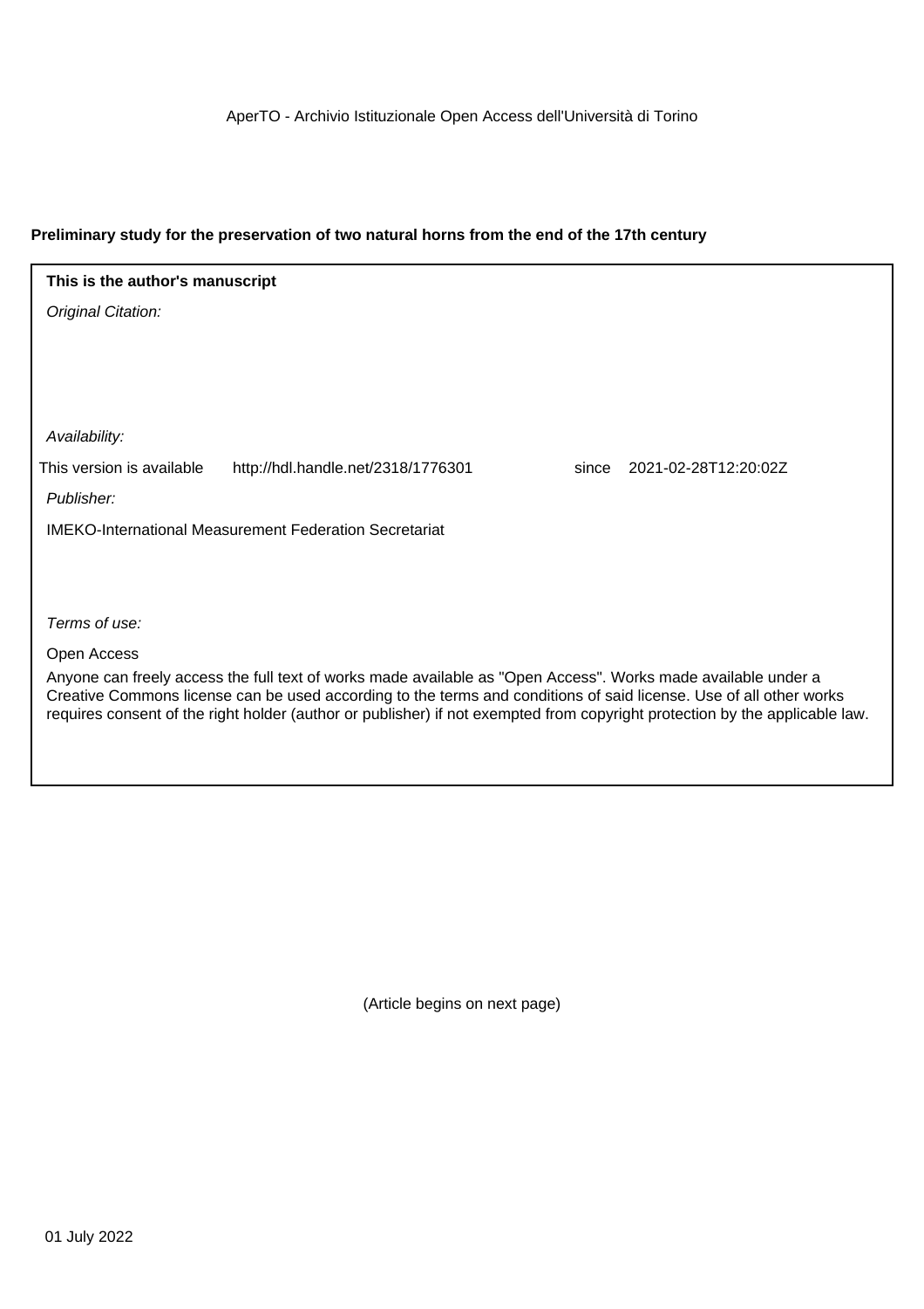AperTO - Archivio Istituzionale Open Access dell'Università di Torino

**Preliminary study for the preservation of two natural horns from the end of the 17th century**

**This is the author's manuscript**

*Original Citation:*

*Availability:*

This version is available http://hdl.handle.net/2318/1776301 since 2021-02-28T12:20:02Z

*Publisher:*

IMEKO-International Measurement Federation Secretariat

*Terms of use:*

Open Access

Anyone can freely access the full text of works made available as "Open Access". Works made available under a Creative Commons license can be used according to the terms and conditions of said license. Use of all other works requires consent of the right holder (author or publisher) if not exempted from copyright protection by the applicable law.

(Article begins on next page)

01 July 2022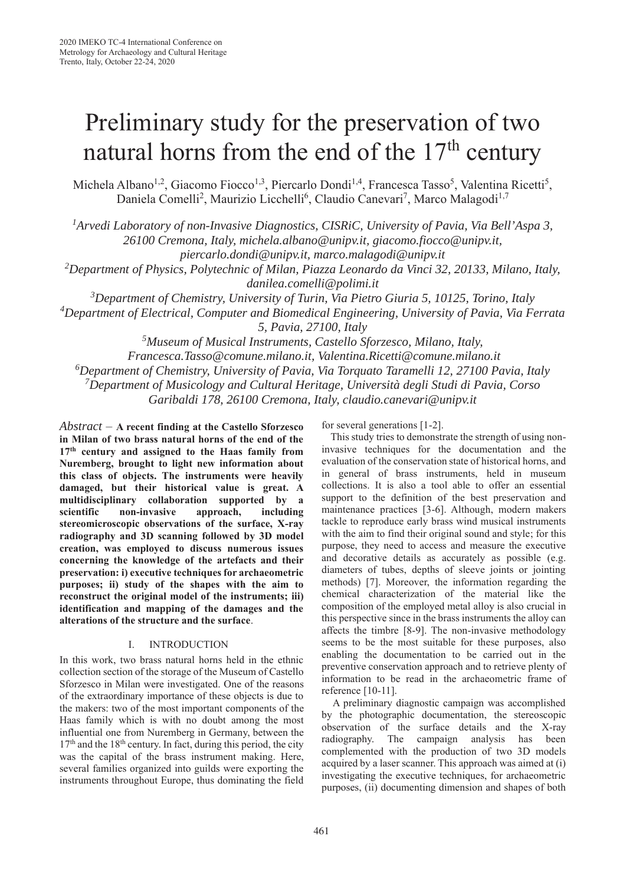# Preliminary study for the preservation of two natural horns from the end of the 17th century

Michela Albano[1,2], Giacomo Fiocco[1,3], Piercarlo Dondi[1,4], Francesca Tasso[5], Valentina Ricetti[5], Daniela Comelli[2], Maurizio Licchelli[6], Claudio Canevari[7], Marco Malagodi[1,7]

*[1]Arvedi Laboratory of non-Invasive Diagnostics, CISRiC, University of Pavia, Via Bell'Aspa 3, 26100 Cremona, Italy, michela.albano@unipv.it, giacomo.fiocco@unipv.it, piercarlo.dondi@unipv.it, marco.malagodi@unipv.it*

*[2]Department of Physics, Polytechnic of Milan, Piazza Leonardo da Vinci 32, 20133, Milano, Italy, danilea.comelli@polimi.it*

*[3]Department of Chemistry, University of Turin, Via Pietro Giuria 5, 10125, Torino, Italy*

*[4]Department of Electrical, Computer and Biomedical Engineering, University of Pavia, Via Ferrata 5, Pavia, 27100, Italy*

*[5]Museum of Musical Instruments, Castello Sforzesco, Milano, Italy, Francesca.Tasso@comune.milano.it, Valentina.Ricetti@comune.milano.it*

*[6]Department of Chemistry, University of Pavia, Via Torquato Taramelli 12, 27100 Pavia, Italy*

*[7]Department of Musicology and Cultural Heritage, Università degli Studi di Pavia, Corso Garibaldi 178, 26100 Cremona, Italy, claudio.canevari@unipv.it*

*Abstract* – **A recent finding at the Castello Sforzesco in Milan of two brass natural horns of the end of the 17th century and assigned to the Haas family from Nuremberg, brought to light new information about this class of objects. The instruments were heavily damaged, but their historical value is great. A multidisciplinary collaboration supported by a scientific non-invasive approach, including stereomicroscopic observations of the surface, X-ray radiography and 3D scanning followed by 3D model creation, was employed to discuss numerous issues concerning the knowledge of the artefacts and their preservation: i) executive techniques for archaeometric purposes; ii) study of the shapes with the aim to reconstruct the original model of the instruments; iii) identification and mapping of the damages and the alterations of the structure and the surface**.

## I. INTRODUCTION

In this work, two brass natural horns held in the ethnic collection section of the storage of the Museum of Castello Sforzesco in Milan were investigated. One of the reasons of the extraordinary importance of these objects is due to the makers: two of the most important components of the Haas family which is with no doubt among the most influential one from Nuremberg in Germany, between the 17th and the 18th century. In fact, during this period, the city was the capital of the brass instrument making. Here, several families organized into guilds were exporting the instruments throughout Europe, thus dominating the field for several generations [1-2].

This study tries to demonstrate the strength of using non-invasive techniques for the documentation and the evaluation of the conservation state of historical horns, and in general of brass instruments, held in museum collections. It is also a tool able to offer an essential support to the definition of the best preservation and maintenance practices [3-6]. Although, modern makers tackle to reproduce early brass wind musical instruments with the aim to find their original sound and style; for this purpose, they need to access and measure the executive and decorative details as accurately as possible (e.g. diameters of tubes, depths of sleeve joints or jointing methods) [7]. Moreover, the information regarding the chemical characterization of the material like the composition of the employed metal alloy is also crucial in this perspective since in the brass instruments the alloy can affects the timbre [8-9]. The non-invasive methodology seems to be the most suitable for these purposes, also enabling the documentation to be carried out in the preventive conservation approach and to retrieve plenty of information to be read in the archaeometric frame of reference [10-11].

A preliminary diagnostic campaign was accomplished by the photographic documentation, the stereoscopic observation of the surface details and the X-ray radiography. The campaign analysis has been complemented with the production of two 3D models acquired by a laser scanner. This approach was aimed at (i) investigating the executive techniques, for archaeometric purposes, (ii) documenting dimension and shapes of both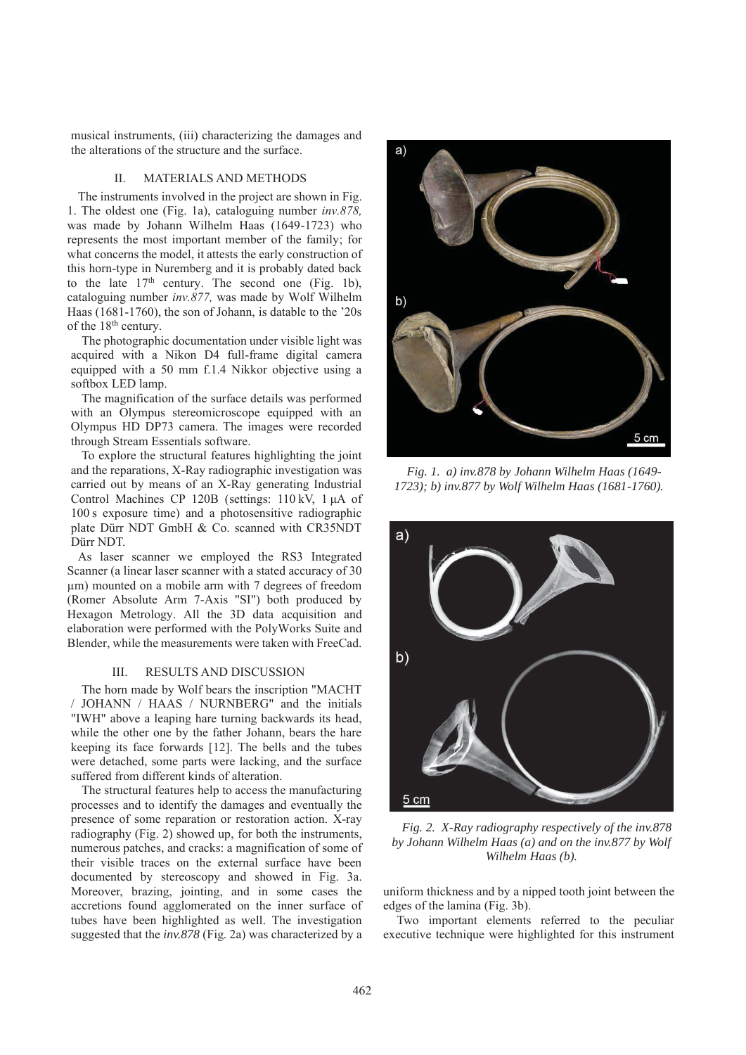musical instruments, (iii) characterizing the damages and the alterations of the structure and the surface.

## II. MATERIALS AND METHODS

The instruments involved in the project are shown in Fig. 1. The oldest one (Fig. 1a), cataloguing number *inv.878,* was made by Johann Wilhelm Haas (1649-1723) who represents the most important member of the family; for what concerns the model, it attests the early construction of this horn-type in Nuremberg and it is probably dated back to the late 17th century. The second one (Fig. 1b), cataloguing number *inv.877,* was made by Wolf Wilhelm Haas (1681-1760), the son of Johann, is datable to the '20s of the 18th century.

The photographic documentation under visible light was acquired with a Nikon D4 full-frame digital camera equipped with a 50 mm f.1.4 Nikkor objective using a softbox LED lamp.

The magnification of the surface details was performed with an Olympus stereomicroscope equipped with an Olympus HD DP73 camera. The images were recorded through Stream Essentials software.

To explore the structural features highlighting the joint and the reparations, X-Ray radiographic investigation was carried out by means of an X-Ray generating Industrial Control Machines CP 120B (settings: 110 kV, 1 μA of 100 s exposure time) and a photosensitive radiographic plate Dürr NDT GmbH & Co. scanned with CR35NDT Dürr NDT.

As laser scanner we employed the RS3 Integrated Scanner (a linear laser scanner with a stated accuracy of 30 μm) mounted on a mobile arm with 7 degrees of freedom (Romer Absolute Arm 7-Axis "SI") both produced by Hexagon Metrology. All the 3D data acquisition and elaboration were performed with the PolyWorks Suite and Blender, while the measurements were taken with FreeCad.

*Fig. 1. a) inv.878 by Johann Wilhelm Haas (1649-1723); b) inv.877 by Wolf Wilhelm Haas (1681-1760).*

*Fig. 2. X-Ray radiography respectively of the inv.878 by Johann Wilhelm Haas (a) and on the inv.877 by Wolf Wilhelm Haas (b).*

## III. RESULTS AND DISCUSSION

The horn made by Wolf bears the inscription "MACHT / JOHANN / HAAS / NURNBERG" and the initials "IWH" above a leaping hare turning backwards its head, while the other one by the father Johann, bears the hare keeping its face forwards [12]. The bells and the tubes were detached, some parts were lacking, and the surface suffered from different kinds of alteration.

The structural features help to access the manufacturing processes and to identify the damages and eventually the presence of some reparation or restoration action. X-ray radiography (Fig. 2) showed up, for both the instruments, numerous patches, and cracks: a magnification of some of their visible traces on the external surface have been documented by stereoscopy and showed in Fig. 3a. Moreover, brazing, jointing, and in some cases the accretions found agglomerated on the inner surface of tubes have been highlighted as well. The investigation suggested that the *inv.878* (Fig. 2a) was characterized by a uniform thickness and by a nipped tooth joint between the edges of the lamina (Fig. 3b).

Two important elements referred to the peculiar executive technique were highlighted for this instrument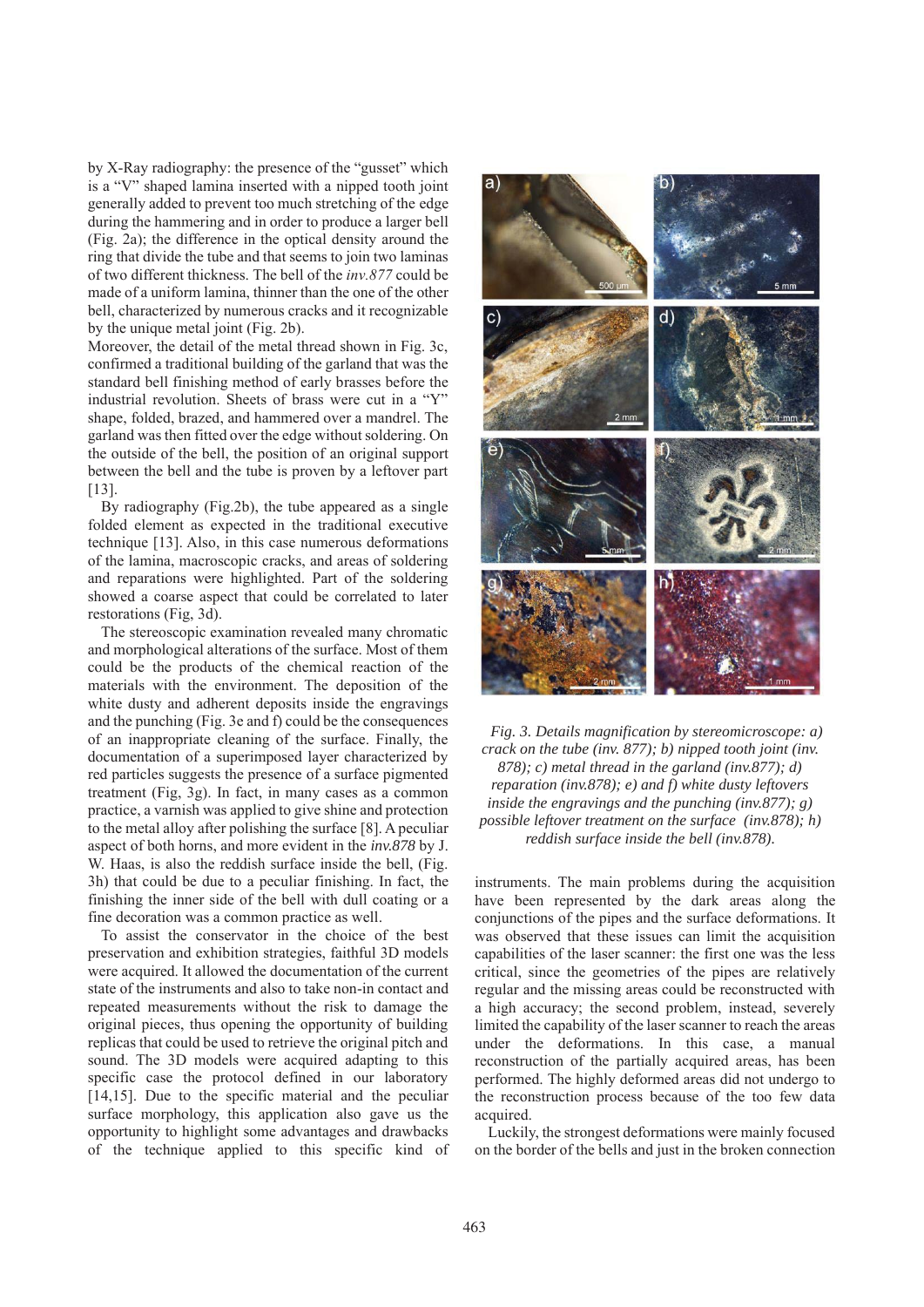by X-Ray radiography: the presence of the "gusset" which is a "V" shaped lamina inserted with a nipped tooth joint generally added to prevent too much stretching of the edge during the hammering and in order to produce a larger bell (Fig. 2a); the difference in the optical density around the ring that divide the tube and that seems to join two laminas of two different thickness. The bell of the *inv.877* could be made of a uniform lamina, thinner than the one of the other bell, characterized by numerous cracks and it recognizable by the unique metal joint (Fig. 2b).

Moreover, the detail of the metal thread shown in Fig. 3c, confirmed a traditional building of the garland that was the standard bell finishing method of early brasses before the industrial revolution. Sheets of brass were cut in a "Y" shape, folded, brazed, and hammered over a mandrel. The garland was then fitted over the edge without soldering. On the outside of the bell, the position of an original support between the bell and the tube is proven by a leftover part [13].

By radiography (Fig.2b), the tube appeared as a single folded element as expected in the traditional executive technique [13]. Also, in this case numerous deformations of the lamina, macroscopic cracks, and areas of soldering and reparations were highlighted. Part of the soldering showed a coarse aspect that could be correlated to later restorations (Fig, 3d).

The stereoscopic examination revealed many chromatic and morphological alterations of the surface. Most of them could be the products of the chemical reaction of the materials with the environment. The deposition of the white dusty and adherent deposits inside the engravings and the punching (Fig. 3e and f) could be the consequences of an inappropriate cleaning of the surface. Finally, the documentation of a superimposed layer characterized by red particles suggests the presence of a surface pigmented treatment (Fig, 3g). In fact, in many cases as a common practice, a varnish was applied to give shine and protection to the metal alloy after polishing the surface [8]. A peculiar aspect of both horns, and more evident in the *inv.878* by J. W. Haas, is also the reddish surface inside the bell, (Fig. 3h) that could be due to a peculiar finishing. In fact, the finishing the inner side of the bell with dull coating or a fine decoration was a common practice as well.

To assist the conservator in the choice of the best preservation and exhibition strategies, faithful 3D models were acquired. It allowed the documentation of the current state of the instruments and also to take non-in contact and repeated measurements without the risk to damage the original pieces, thus opening the opportunity of building replicas that could be used to retrieve the original pitch and sound. The 3D models were acquired adapting to this specific case the protocol defined in our laboratory [14,15]. Due to the specific material and the peculiar surface morphology, this application also gave us the opportunity to highlight some advantages and drawbacks of the technique applied to this specific kind of

*Fig. 3. Details magnification by stereomicroscope: a) crack on the tube (inv. 877); b) nipped tooth joint (inv. 878); c) metal thread in the garland (inv.877); d) reparation (inv.878); e) and f) white dusty leftovers inside the engravings and the punching (inv.877); g) possible leftover treatment on the surface (inv.878); h) reddish surface inside the bell (inv.878).*

instruments. The main problems during the acquisition have been represented by the dark areas along the conjunctions of the pipes and the surface deformations. It was observed that these issues can limit the acquisition capabilities of the laser scanner: the first one was the less critical, since the geometries of the pipes are relatively regular and the missing areas could be reconstructed with a high accuracy; the second problem, instead, severely limited the capability of the laser scanner to reach the areas under the deformations. In this case, a manual reconstruction of the partially acquired areas, has been performed. The highly deformed areas did not undergo to the reconstruction process because of the too few data acquired.

Luckily, the strongest deformations were mainly focused on the border of the bells and just in the broken connection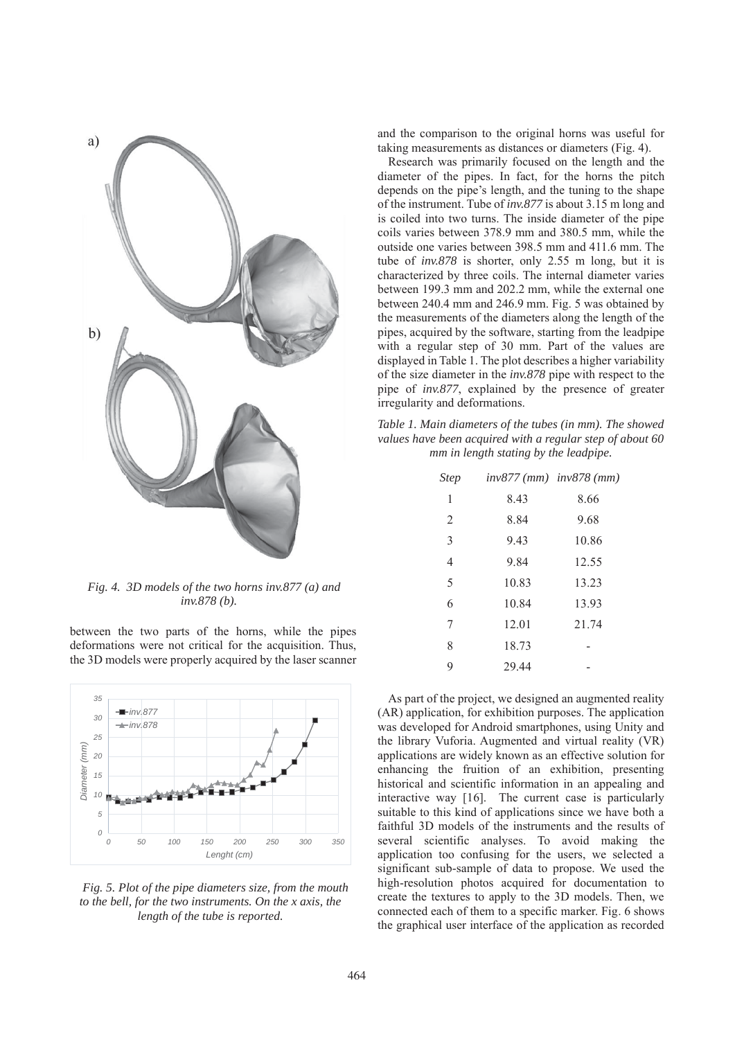*Fig. 4. 3D models of the two horns inv.877 (a) and inv.878 (b).*

between the two parts of the horns, while the pipes deformations were not critical for the acquisition. Thus, the 3D models were properly acquired by the laser scanner and the comparison to the original horns was useful for taking measurements as distances or diameters (Fig. 4).

*Fig. 5. Plot of the pipe diameters size, from the mouth to the bell, for the two instruments. On the x axis, the length of the tube is reported.*

Research was primarily focused on the length and the diameter of the pipes. In fact, for the horns the pitch depends on the pipe's length, and the tuning to the shape of the instrument. Tube of *inv.877* is about 3.15 m long and is coiled into two turns. The inside diameter of the pipe coils varies between 378.9 mm and 380.5 mm, while the outside one varies between 398.5 mm and 411.6 mm. The tube of *inv.878* is shorter, only 2.55 m long, but it is characterized by three coils. The internal diameter varies between 199.3 mm and 202.2 mm, while the external one between 240.4 mm and 246.9 mm. Fig. 5 was obtained by the measurements of the diameters along the length of the pipes, acquired by the software, starting from the leadpipe with a regular step of 30 mm. Part of the values are displayed in Table 1. The plot describes a higher variability of the size diameter in the *inv.878* pipe with respect to the pipe of *inv.877*, explained by the presence of greater irregularity and deformations.

*Table 1. Main diameters of the tubes (in mm). The showed values have been acquired with a regular step of about 60 mm in length stating by the leadpipe.*

| *Step* | *inv877 (mm)* | *inv878 (mm)* |
|---|---|---|
| 1 | 8.43 | 8.66 |
| 2 | 8.84 | 9.68 |
| 3 | 9.43 | 10.86 |
| 4 | 9.84 | 12.55 |
| 5 | 10.83 | 13.23 |
| 6 | 10.84 | 13.93 |
| 7 | 12.01 | 21.74 |
| 8 | 18.73 | - |
| 9 | 29.44 | - |

As part of the project, we designed an augmented reality (AR) application, for exhibition purposes. The application was developed for Android smartphones, using Unity and the library Vuforia. Augmented and virtual reality (VR) applications are widely known as an effective solution for enhancing the fruition of an exhibition, presenting historical and scientific information in an appealing and interactive way [16]. The current case is particularly suitable to this kind of applications since we have both a faithful 3D models of the instruments and the results of several scientific analyses. To avoid making the application too confusing for the users, we selected a significant sub-sample of data to propose. We used the high-resolution photos acquired for documentation to create the textures to apply to the 3D models. Then, we connected each of them to a specific marker. Fig. 6 shows the graphical user interface of the application as recorded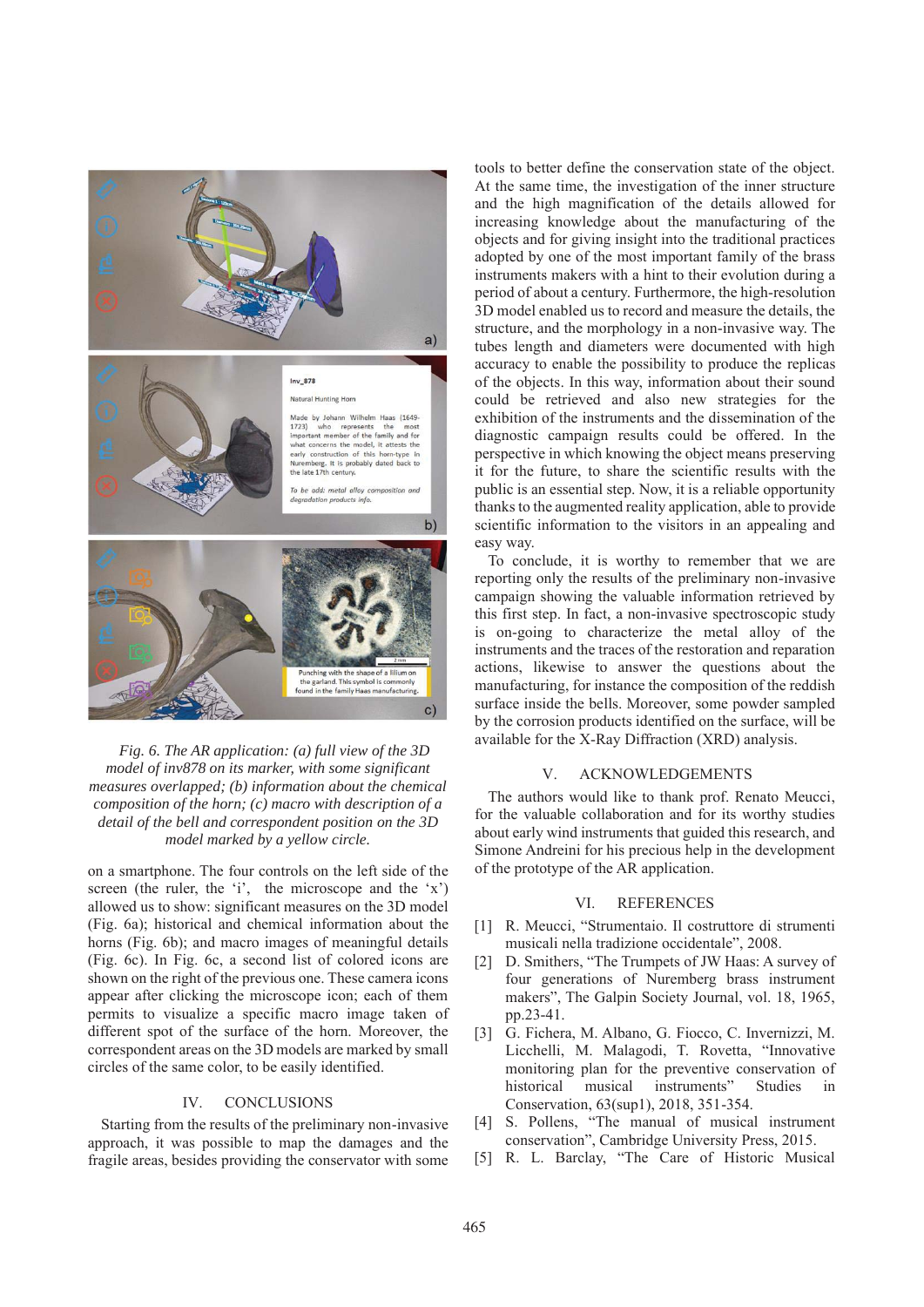*Fig. 6. The AR application: (a) full view of the 3D model of inv878 on its marker, with some significant measures overlapped; (b) information about the chemical composition of the horn; (c) macro with description of a detail of the bell and correspondent position on the 3D model marked by a yellow circle.*

on a smartphone. The four controls on the left side of the screen (the ruler, the 'i', the microscope and the 'x') allowed us to show: significant measures on the 3D model (Fig. 6a); historical and chemical information about the horns (Fig. 6b); and macro images of meaningful details (Fig. 6c). In Fig. 6c, a second list of colored icons are shown on the right of the previous one. These camera icons appear after clicking the microscope icon; each of them permits to visualize a specific macro image taken of different spot of the surface of the horn. Moreover, the correspondent areas on the 3D models are marked by small circles of the same color, to be easily identified.

## IV. CONCLUSIONS

Starting from the results of the preliminary non-invasive approach, it was possible to map the damages and the fragile areas, besides providing the conservator with some tools to better define the conservation state of the object. At the same time, the investigation of the inner structure and the high magnification of the details allowed for increasing knowledge about the manufacturing of the objects and for giving insight into the traditional practices adopted by one of the most important family of the brass instruments makers with a hint to their evolution during a period of about a century. Furthermore, the high-resolution 3D model enabled us to record and measure the details, the structure, and the morphology in a non-invasive way. The tubes length and diameters were documented with high accuracy to enable the possibility to produce the replicas of the objects. In this way, information about their sound could be retrieved and also new strategies for the exhibition of the instruments and the dissemination of the diagnostic campaign results could be offered. In the perspective in which knowing the object means preserving it for the future, to share the scientific results with the public is an essential step. Now, it is a reliable opportunity thanks to the augmented reality application, able to provide scientific information to the visitors in an appealing and easy way.

To conclude, it is worthy to remember that we are reporting only the results of the preliminary non-invasive campaign showing the valuable information retrieved by this first step. In fact, a non-invasive spectroscopic study is on-going to characterize the metal alloy of the instruments and the traces of the restoration and reparation actions, likewise to answer the questions about the manufacturing, for instance the composition of the reddish surface inside the bells. Moreover, some powder sampled by the corrosion products identified on the surface, will be available for the X-Ray Diffraction (XRD) analysis.

## V. ACKNOWLEDGEMENTS

The authors would like to thank prof. Renato Meucci, for the valuable collaboration and for its worthy studies about early wind instruments that guided this research, and Simone Andreini for his precious help in the development of the prototype of the AR application.

## VI. REFERENCES

[1] R. Meucci, "Strumentaio. Il costruttore di strumenti musicali nella tradizione occidentale", 2008.

[2] D. Smithers, "The Trumpets of JW Haas: A survey of four generations of Nuremberg brass instrument makers", The Galpin Society Journal, vol. 18, 1965, pp.23-41.

[3] G. Fichera, M. Albano, G. Fiocco, C. Invernizzi, M. Licchelli, M. Malagodi, T. Rovetta, "Innovative monitoring plan for the preventive conservation of historical musical instruments" Studies in Conservation, 63(sup1), 2018, 351-354.

[4] S. Pollens, "The manual of musical instrument conservation", Cambridge University Press, 2015.

[5] R. L. Barclay, "The Care of Historic Musical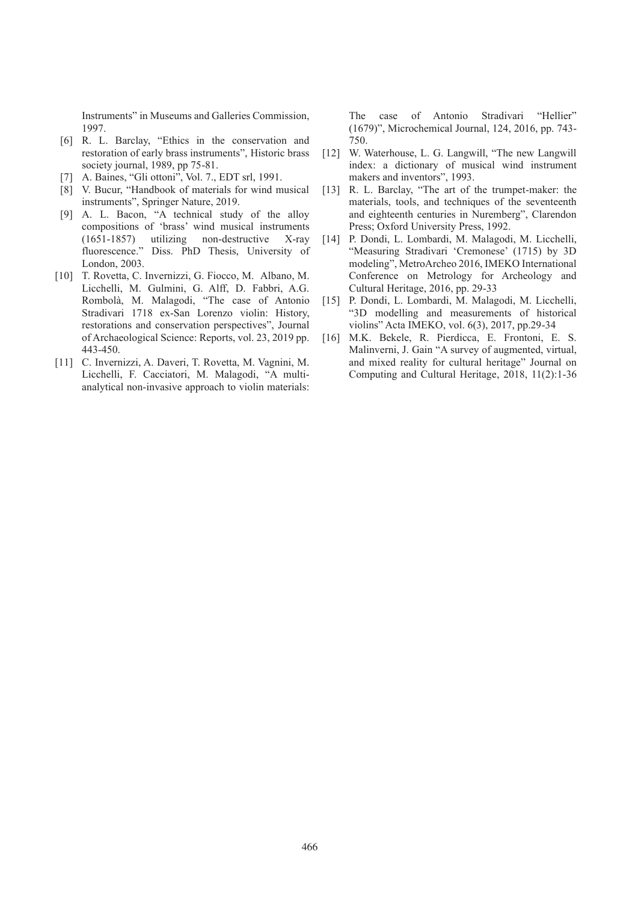Instruments" in Museums and Galleries Commission, 1997.

[6] R. L. Barclay, "Ethics in the conservation and restoration of early brass instruments", Historic brass society journal, 1989, pp 75-81.

[7] A. Baines, "Gli ottoni", Vol. 7., EDT srl, 1991.

[8] V. Bucur, "Handbook of materials for wind musical instruments", Springer Nature, 2019.

[9] A. L. Bacon, "A technical study of the alloy compositions of 'brass' wind musical instruments (1651-1857) utilizing non-destructive X-ray fluorescence." Diss. PhD Thesis, University of London, 2003.

[10] T. Rovetta, C. Invernizzi, G. Fiocco, M. Albano, M. Licchelli, M. Gulmini, G. Alff, D. Fabbri, A.G. Rombolà, M. Malagodi, "The case of Antonio Stradivari 1718 ex-San Lorenzo violin: History, restorations and conservation perspectives", Journal of Archaeological Science: Reports, vol. 23, 2019 pp. 443-450.

[11] C. Invernizzi, A. Daveri, T. Rovetta, M. Vagnini, M. Licchelli, F. Cacciatori, M. Malagodi, "A multi-analytical non-invasive approach to violin materials: The case of Antonio Stradivari "Hellier" (1679)", Microchemical Journal, 124, 2016, pp. 743-750.

[12] W. Waterhouse, L. G. Langwill, "The new Langwill index: a dictionary of musical wind instrument makers and inventors", 1993.

[13] R. L. Barclay, "The art of the trumpet-maker: the materials, tools, and techniques of the seventeenth and eighteenth centuries in Nuremberg", Clarendon Press; Oxford University Press, 1992.

[14] P. Dondi, L. Lombardi, M. Malagodi, M. Licchelli, "Measuring Stradivari 'Cremonese' (1715) by 3D modeling", MetroArcheo 2016, IMEKO International Conference on Metrology for Archeology and Cultural Heritage, 2016, pp. 29-33

[15] P. Dondi, L. Lombardi, M. Malagodi, M. Licchelli, "3D modelling and measurements of historical violins" Acta IMEKO, vol. 6(3), 2017, pp.29-34

[16] M.K. Bekele, R. Pierdicca, E. Frontoni, E. S. Malinverni, J. Gain "A survey of augmented, virtual, and mixed reality for cultural heritage" Journal on Computing and Cultural Heritage, 2018, 11(2):1-36